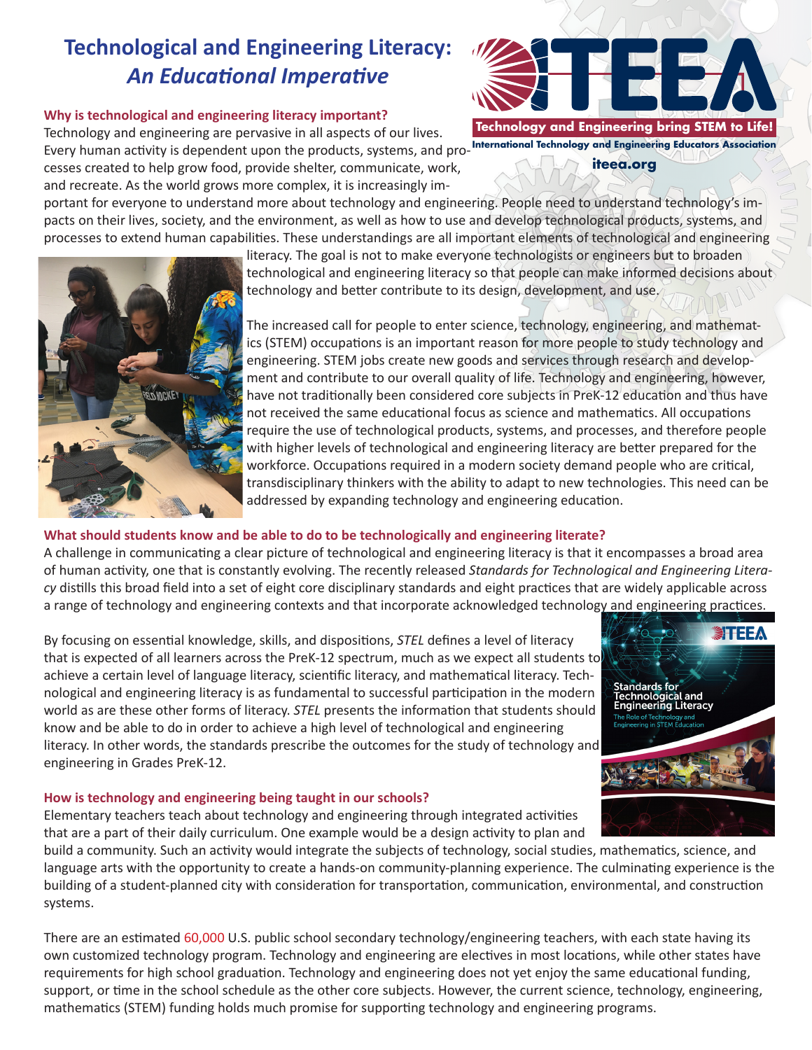# Technological and Engineering Literacy: *An Educational Imperative*

**Technology and Engineering bring STEM to Life!**
**International Technology and Engineering Educators Association**
**iteea.org**

### Why is technological and engineering literacy important?

Technology and engineering are pervasive in all aspects of our lives. Every human activity is dependent upon the products, systems, and processes created to help grow food, provide shelter, communicate, work, and recreate. As the world grows more complex, it is increasingly important for everyone to understand more about technology and engineering. People need to understand technology's impacts on their lives, society, and the environment, as well as how to use and develop technological products, systems, and processes to extend human capabilities. These understandings are all important elements of technological and engineering literacy. The goal is not to make everyone technologists or engineers but to broaden technological and engineering literacy so that people can make informed decisions about technology and better contribute to its design, development, and use.

The increased call for people to enter science, technology, engineering, and mathematics (STEM) occupations is an important reason for more people to study technology and engineering. STEM jobs create new goods and services through research and development and contribute to our overall quality of life. Technology and engineering, however, have not traditionally been considered core subjects in PreK-12 education and thus have not received the same educational focus as science and mathematics. All occupations require the use of technological products, systems, and processes, and therefore people with higher levels of technological and engineering literacy are better prepared for the workforce. Occupations required in a modern society demand people who are critical, transdisciplinary thinkers with the ability to adapt to new technologies. This need can be addressed by expanding technology and engineering education.

### What should students know and be able to do to be technologically and engineering literate?

A challenge in communicating a clear picture of technological and engineering literacy is that it encompasses a broad area of human activity, one that is constantly evolving. The recently released *Standards for Technological and Engineering Literacy* distills this broad field into a set of eight core disciplinary standards and eight practices that are widely applicable across a range of technology and engineering contexts and that incorporate acknowledged technology and engineering practices.

By focusing on essential knowledge, skills, and dispositions, *STEL* defines a level of literacy that is expected of all learners across the PreK-12 spectrum, much as we expect all students to achieve a certain level of language literacy, scientific literacy, and mathematical literacy. Technological and engineering literacy is as fundamental to successful participation in the modern world as are these other forms of literacy. *STEL* presents the information that students should know and be able to do in order to achieve a high level of technological and engineering literacy. In other words, the standards prescribe the outcomes for the study of technology and engineering in Grades PreK-12.

### How is technology and engineering being taught in our schools?

Elementary teachers teach about technology and engineering through integrated activities that are a part of their daily curriculum. One example would be a design activity to plan and build a community. Such an activity would integrate the subjects of technology, social studies, mathematics, science, and language arts with the opportunity to create a hands-on community-planning experience. The culminating experience is the building of a student-planned city with consideration for transportation, communication, environmental, and construction systems.

There are an estimated 60,000 U.S. public school secondary technology/engineering teachers, with each state having its own customized technology program. Technology and engineering are electives in most locations, while other states have requirements for high school graduation. Technology and engineering does not yet enjoy the same educational funding, support, or time in the school schedule as the other core subjects. However, the current science, technology, engineering, mathematics (STEM) funding holds much promise for supporting technology and engineering programs.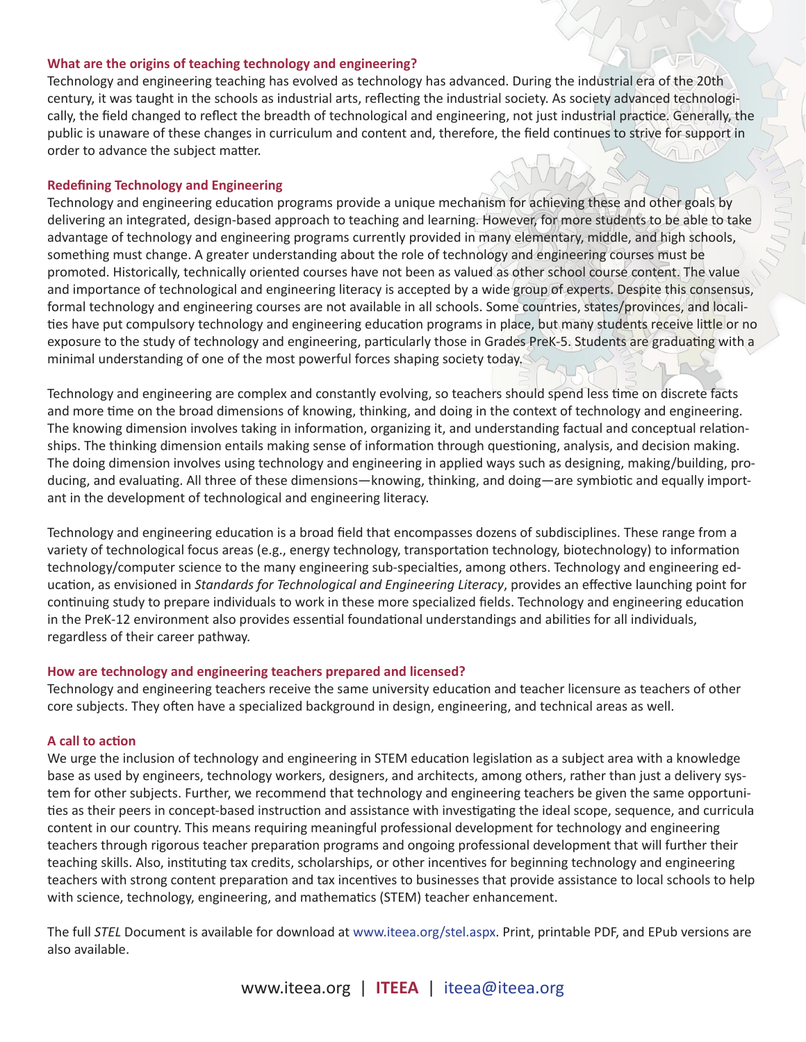### What are the origins of teaching technology and engineering?

Technology and engineering teaching has evolved as technology has advanced. During the industrial era of the 20th century, it was taught in the schools as industrial arts, reflecting the industrial society. As society advanced technologically, the field changed to reflect the breadth of technological and engineering, not just industrial practice. Generally, the public is unaware of these changes in curriculum and content and, therefore, the field continues to strive for support in order to advance the subject matter.

### Redefining Technology and Engineering

Technology and engineering education programs provide a unique mechanism for achieving these and other goals by delivering an integrated, design-based approach to teaching and learning. However, for more students to be able to take advantage of technology and engineering programs currently provided in many elementary, middle, and high schools, something must change. A greater understanding about the role of technology and engineering courses must be promoted. Historically, technically oriented courses have not been as valued as other school course content. The value and importance of technological and engineering literacy is accepted by a wide group of experts. Despite this consensus, formal technology and engineering courses are not available in all schools. Some countries, states/provinces, and localities have put compulsory technology and engineering education programs in place, but many students receive little or no exposure to the study of technology and engineering, particularly those in Grades PreK-5. Students are graduating with a minimal understanding of one of the most powerful forces shaping society today.

Technology and engineering are complex and constantly evolving, so teachers should spend less time on discrete facts and more time on the broad dimensions of knowing, thinking, and doing in the context of technology and engineering. The knowing dimension involves taking in information, organizing it, and understanding factual and conceptual relationships. The thinking dimension entails making sense of information through questioning, analysis, and decision making. The doing dimension involves using technology and engineering in applied ways such as designing, making/building, producing, and evaluating. All three of these dimensions—knowing, thinking, and doing—are symbiotic and equally important in the development of technological and engineering literacy.

Technology and engineering education is a broad field that encompasses dozens of subdisciplines. These range from a variety of technological focus areas (e.g., energy technology, transportation technology, biotechnology) to information technology/computer science to the many engineering sub-specialties, among others. Technology and engineering education, as envisioned in *Standards for Technological and Engineering Literacy*, provides an effective launching point for continuing study to prepare individuals to work in these more specialized fields. Technology and engineering education in the PreK-12 environment also provides essential foundational understandings and abilities for all individuals, regardless of their career pathway.

### How are technology and engineering teachers prepared and licensed?

Technology and engineering teachers receive the same university education and teacher licensure as teachers of other core subjects. They often have a specialized background in design, engineering, and technical areas as well.

### A call to action

We urge the inclusion of technology and engineering in STEM education legislation as a subject area with a knowledge base as used by engineers, technology workers, designers, and architects, among others, rather than just a delivery system for other subjects. Further, we recommend that technology and engineering teachers be given the same opportunities as their peers in concept-based instruction and assistance with investigating the ideal scope, sequence, and curricula content in our country. This means requiring meaningful professional development for technology and engineering teachers through rigorous teacher preparation programs and ongoing professional development that will further their teaching skills. Also, instituting tax credits, scholarships, or other incentives for beginning technology and engineering teachers with strong content preparation and tax incentives to businesses that provide assistance to local schools to help with science, technology, engineering, and mathematics (STEM) teacher enhancement.

The full *STEL* Document is available for download at www.iteea.org/stel.aspx. Print, printable PDF, and EPub versions are also available.

www.iteea.org | **ITEEA** | iteea@iteea.org